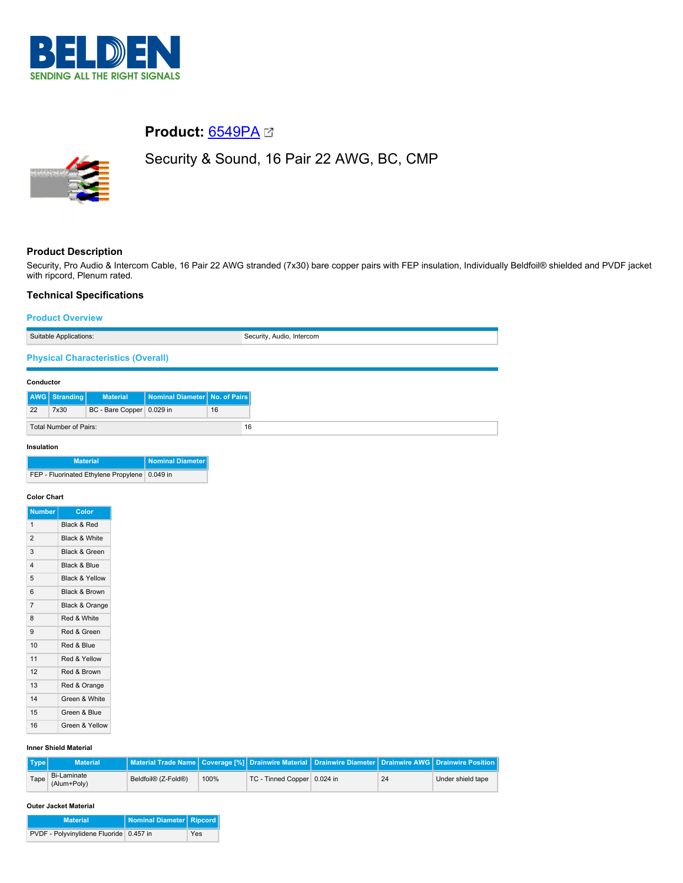## Product: 6549PA

Security & Sound, 16 Pair 22 AWG, BC, CMP

## Product Description

Security, Pro Audio & Intercom Cable, 16 Pair 22 AWG stranded (7x30) bare copper pairs with FEP insulation, Individually Beldfoil® shielded and PVDF jacket with ripcord, Plenum rated.

## Technical Specifications

### Product Overview

| | |
|---|---|
| Suitable Applications: | Security, Audio, Intercom |

### Physical Characteristics (Overall)

#### Conductor

| AWG | Stranding | Material | Nominal Diameter | No. of Pairs |
|---|---|---|---|---|
| 22 | 7x30 | BC - Bare Copper | 0.029 in | 16 |

| | |
|---|---|
| Total Number of Pairs: | 16 |

#### Insulation

| Material | Nominal Diameter |
|---|---|
| FEP - Fluorinated Ethylene Propylene | 0.049 in |

#### Color Chart

| Number | Color |
|---|---|
| 1 | Black & Red |
| 2 | Black & White |
| 3 | Black & Green |
| 4 | Black & Blue |
| 5 | Black & Yellow |
| 6 | Black & Brown |
| 7 | Black & Orange |
| 8 | Red & White |
| 9 | Red & Green |
| 10 | Red & Blue |
| 11 | Red & Yellow |
| 12 | Red & Brown |
| 13 | Red & Orange |
| 14 | Green & White |
| 15 | Green & Blue |
| 16 | Green & Yellow |

#### Inner Shield Material

| Type | Material | Material Trade Name | Coverage [%] | Drainwire Material | Drainwire Diameter | Drainwire AWG | Drainwire Position |
|---|---|---|---|---|---|---|---|
| Tape | Bi-Laminate (Alum+Poly) | Beldfoil® (Z-Fold®) | 100% | TC - Tinned Copper | 0.024 in | 24 | Under shield tape |

#### Outer Jacket Material

| Material | Nominal Diameter | Ripcord |
|---|---|---|
| PVDF - Polyvinylidene Fluoride | 0.457 in | Yes |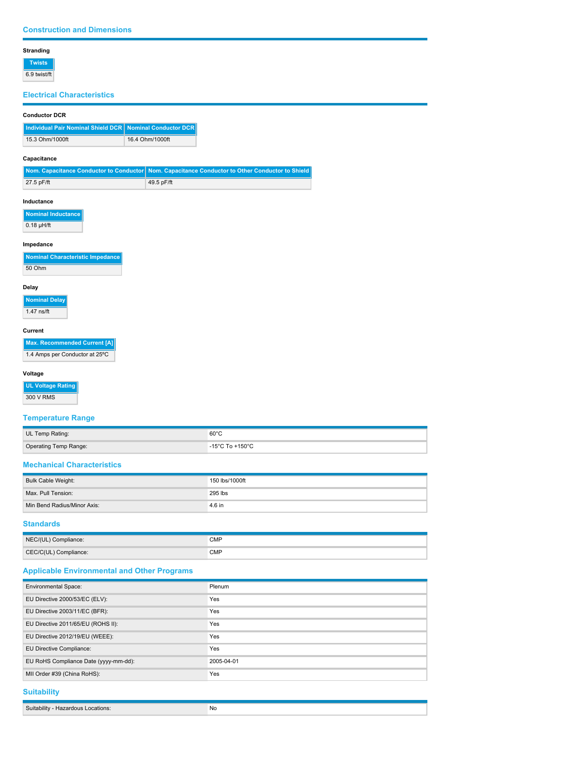## Construction and Dimensions

### Stranding

| Twists |
|---|
| 6.9 twist/ft |

## Electrical Characteristics

### Conductor DCR

| Individual Pair Nominal Shield DCR | Nominal Conductor DCR |
|---|---|
| 15.3 Ohm/1000ft | 16.4 Ohm/1000ft |

### Capacitance

| Nom. Capacitance Conductor to Conductor | Nom. Capacitance Conductor to Other Conductor to Shield |
|---|---|
| 27.5 pF/ft | 49.5 pF/ft |

### Inductance

| Nominal Inductance |
|---|
| 0.18 µH/ft |

### Impedance

| Nominal Characteristic Impedance |
|---|
| 50 Ohm |

### Delay

| Nominal Delay |
|---|
| 1.47 ns/ft |

### Current

| Max. Recommended Current [A] |
|---|
| 1.4 Amps per Conductor at 25ºC |

### Voltage

| UL Voltage Rating |
|---|
| 300 V RMS |

## Temperature Range

| | |
|---|---|
| UL Temp Rating: | 60°C |
| Operating Temp Range: | -15°C To +150°C |

## Mechanical Characteristics

| | |
|---|---|
| Bulk Cable Weight: | 150 lbs/1000ft |
| Max. Pull Tension: | 295 lbs |
| Min Bend Radius/Minor Axis: | 4.6 in |

## Standards

| | |
|---|---|
| NEC/(UL) Compliance: | CMP |
| CEC/C(UL) Compliance: | CMP |

## Applicable Environmental and Other Programs

| | |
|---|---|
| Environmental Space: | Plenum |
| EU Directive 2000/53/EC (ELV): | Yes |
| EU Directive 2003/11/EC (BFR): | Yes |
| EU Directive 2011/65/EU (ROHS II): | Yes |
| EU Directive 2012/19/EU (WEEE): | Yes |
| EU Directive Compliance: | Yes |
| EU RoHS Compliance Date (yyyy-mm-dd): | 2005-04-01 |
| MII Order #39 (China RoHS): | Yes |

## Suitability

| | |
|---|---|
| Suitability - Hazardous Locations: | No |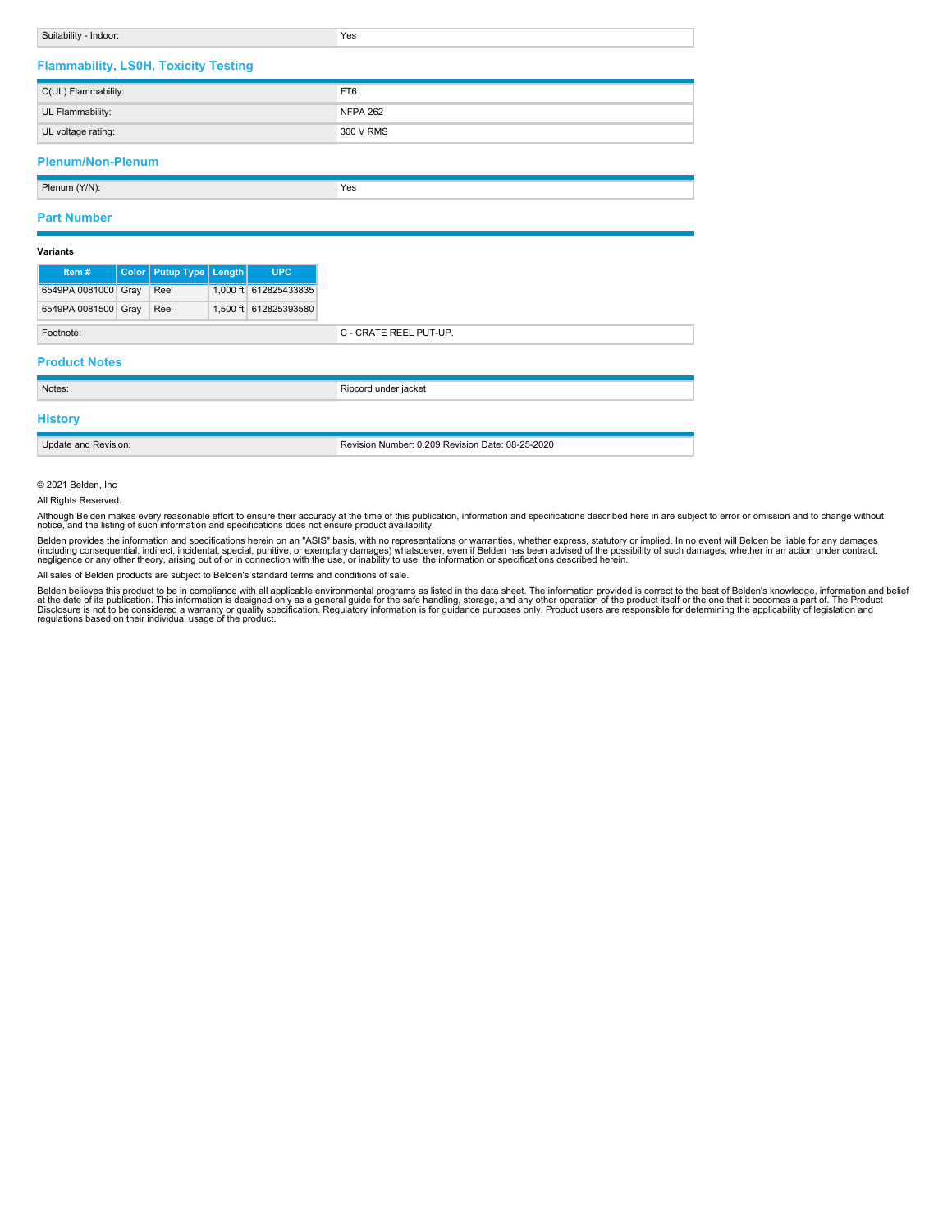| | |
|---|---|
| Suitability - Indoor: | Yes |

## Flammability, LS0H, Toxicity Testing

| | |
|---|---|
| C(UL) Flammability: | FT6 |
| UL Flammability: | NFPA 262 |
| UL voltage rating: | 300 V RMS |

## Plenum/Non-Plenum

| | |
|---|---|
| Plenum (Y/N): | Yes |

## Part Number

**Variants**

| Item # | Color | Putup Type | Length | UPC |
|---|---|---|---|---|
| 6549PA 0081000 | Gray | Reel | 1,000 ft | 612825433835 |
| 6549PA 0081500 | Gray | Reel | 1,500 ft | 612825393580 |

| | |
|---|---|
| Footnote: | C - CRATE REEL PUT-UP. |

## Product Notes

| | |
|---|---|
| Notes: | Ripcord under jacket |

## History

| | |
|---|---|
| Update and Revision: | Revision Number: 0.209 Revision Date: 08-25-2020 |

© 2021 Belden, Inc

All Rights Reserved.

Although Belden makes every reasonable effort to ensure their accuracy at the time of this publication, information and specifications described here in are subject to error or omission and to change without notice, and the listing of such information and specifications does not ensure product availability.

Belden provides the information and specifications herein on an "ASIS" basis, with no representations or warranties, whether express, statutory or implied. In no event will Belden be liable for any damages (including consequential, indirect, incidental, special, punitive, or exemplary damages) whatsoever, even if Belden has been advised of the possibility of such damages, whether in an action under contract, negligence or any other theory, arising out of or in connection with the use, or inability to use, the information or specifications described herein.

All sales of Belden products are subject to Belden's standard terms and conditions of sale.

Belden believes this product to be in compliance with all applicable environmental programs as listed in the data sheet. The information provided is correct to the best of Belden's knowledge, information and belief at the date of its publication. This information is designed only as a general guide for the safe handling, storage, and any other operation of the product itself or the one that it becomes a part of. The Product Disclosure is not to be considered a warranty or quality specification. Regulatory information is for guidance purposes only. Product users are responsible for determining the applicability of legislation and regulations based on their individual usage of the product.